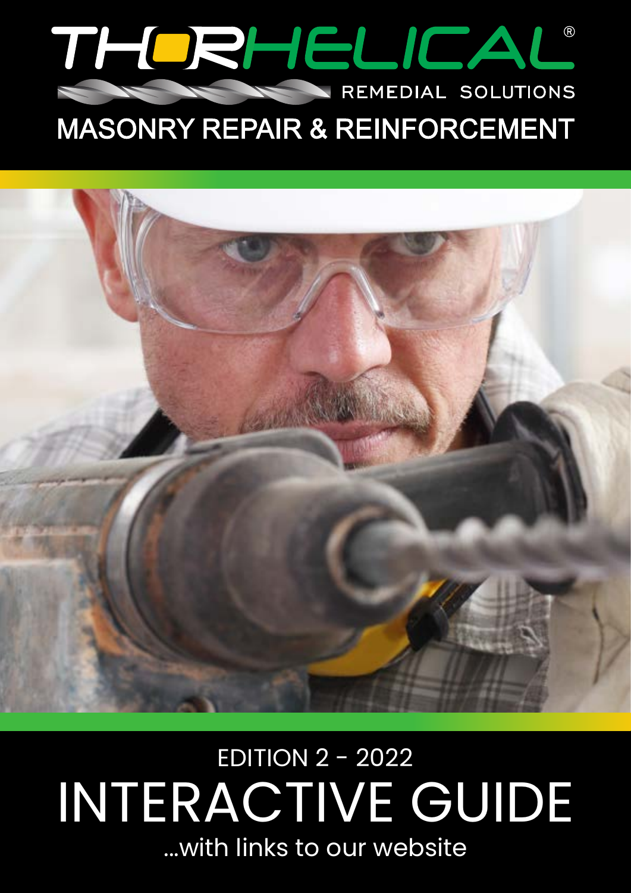# THORHELICAL®

REMEDIAL SOLUTIONS

## MASONRY REPAIR & REINFORCEMENT

EDITION 2 - 2022

# INTERACTIVE GUIDE

...with links to our website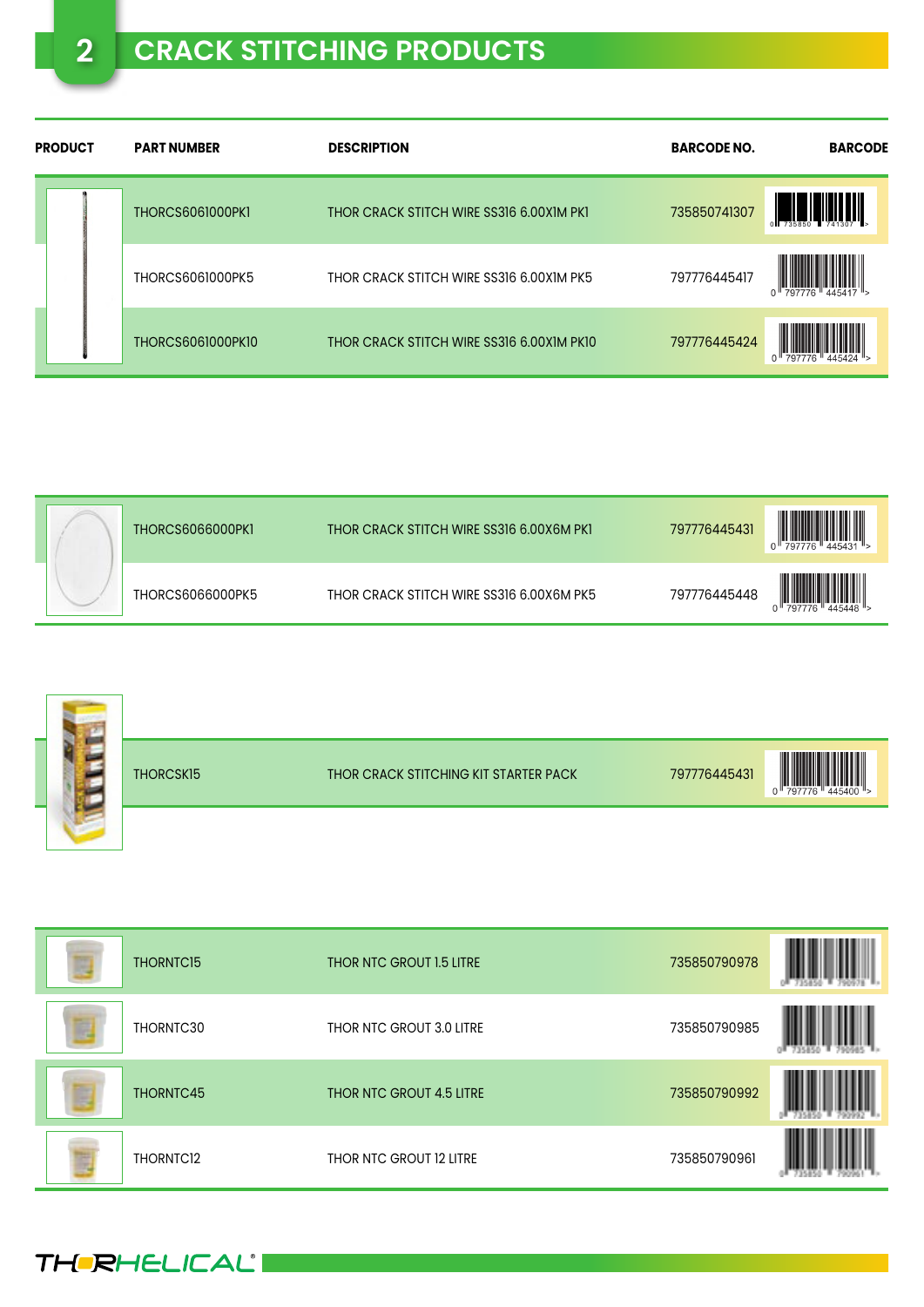# 2 CRACK STITCHING PRODUCTS

| PRODUCT | PART NUMBER | DESCRIPTION | BARCODE NO. | BARCODE |
|---|---|---|---|---|
| | THORCS6061000PK1 | THOR CRACK STITCH WIRE SS316 6.00X1M PK1 | 735850741307 | |
| | THORCS6061000PK5 | THOR CRACK STITCH WIRE SS316 6.00X1M PK5 | 797776445417 | |
| | THORCS6061000PK10 | THOR CRACK STITCH WIRE SS316 6.00X1M PK10 | 797776445424 | |

| PRODUCT | PART NUMBER | DESCRIPTION | BARCODE NO. | BARCODE |
|---|---|---|---|---|
| | THORCS6066000PK1 | THOR CRACK STITCH WIRE SS316 6.00X6M PK1 | 797776445431 | |
| | THORCS6066000PK5 | THOR CRACK STITCH WIRE SS316 6.00X6M PK5 | 797776445448 | |

| PRODUCT | PART NUMBER | DESCRIPTION | BARCODE NO. | BARCODE |
|---|---|---|---|---|
| | THORCSK15 | THOR CRACK STITCHING KIT STARTER PACK | 797776445431 | |

| PRODUCT | PART NUMBER | DESCRIPTION | BARCODE NO. | BARCODE |
|---|---|---|---|---|
| | THORNTC15 | THOR NTC GROUT 1.5 LITRE | 735850790978 | |
| | THORNTC30 | THOR NTC GROUT 3.0 LITRE | 735850790985 | |
| | THORNTC45 | THOR NTC GROUT 4.5 LITRE | 735850790992 | |
| | THORNTC12 | THOR NTC GROUT 12 LITRE | 735850790961 | |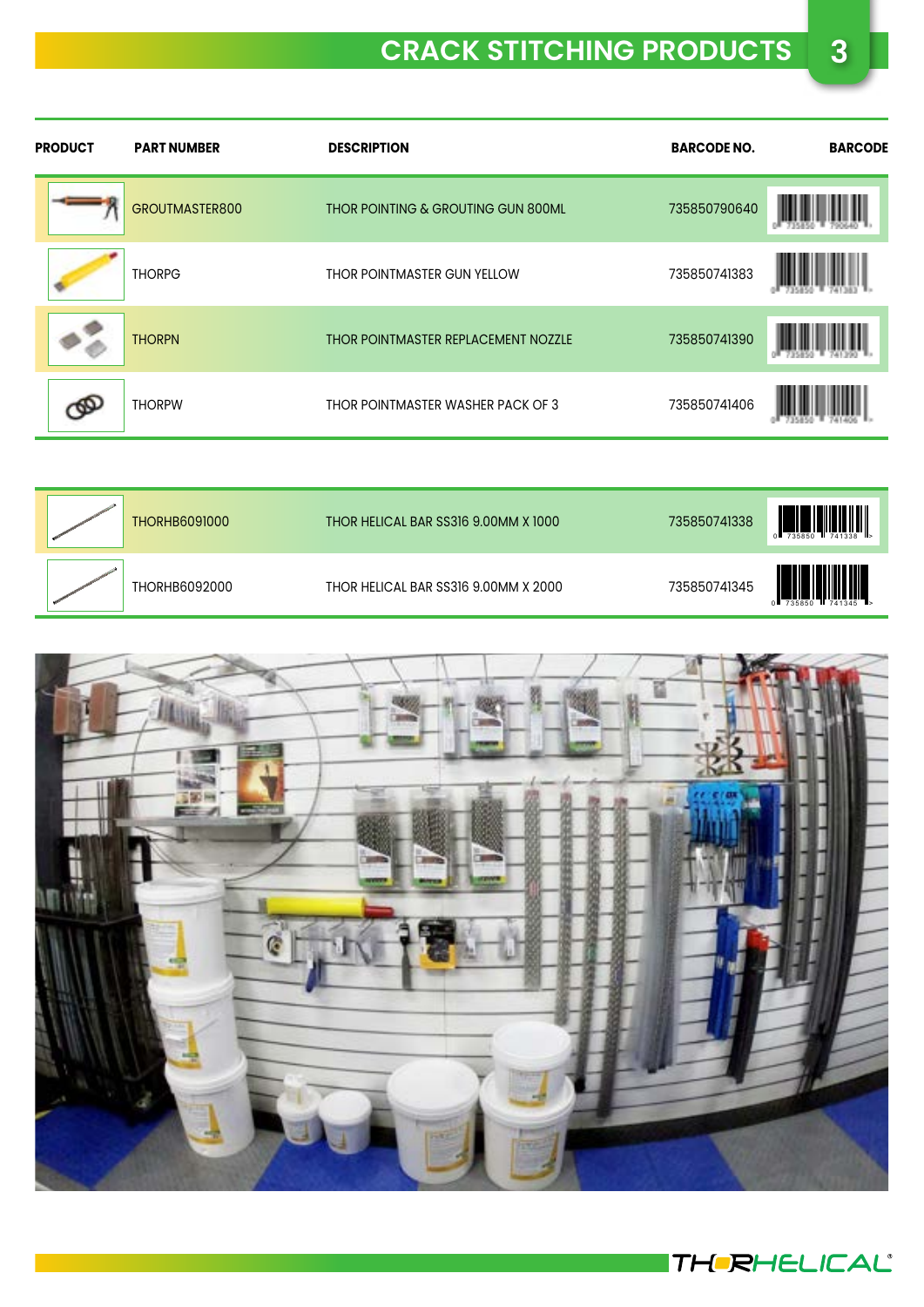# CRACK STITCHING PRODUCTS

| PRODUCT | PART NUMBER | DESCRIPTION | BARCODE NO. | BARCODE |
|---|---|---|---|---|
| | GROUTMASTER800 | THOR POINTING & GROUTING GUN 800ML | 735850790640 | |
| | THORPG | THOR POINTMASTER GUN YELLOW | 735850741383 | |
| | THORPN | THOR POINTMASTER REPLACEMENT NOZZLE | 735850741390 | |
| | THORPW | THOR POINTMASTER WASHER PACK OF 3 | 735850741406 | |

| PRODUCT | PART NUMBER | DESCRIPTION | BARCODE NO. | BARCODE |
|---|---|---|---|---|
| | THORHB6091000 | THOR HELICAL BAR SS316 9.00MM X 1000 | 735850741338 | |
| | THORHB6092000 | THOR HELICAL BAR SS316 9.00MM X 2000 | 735850741345 | |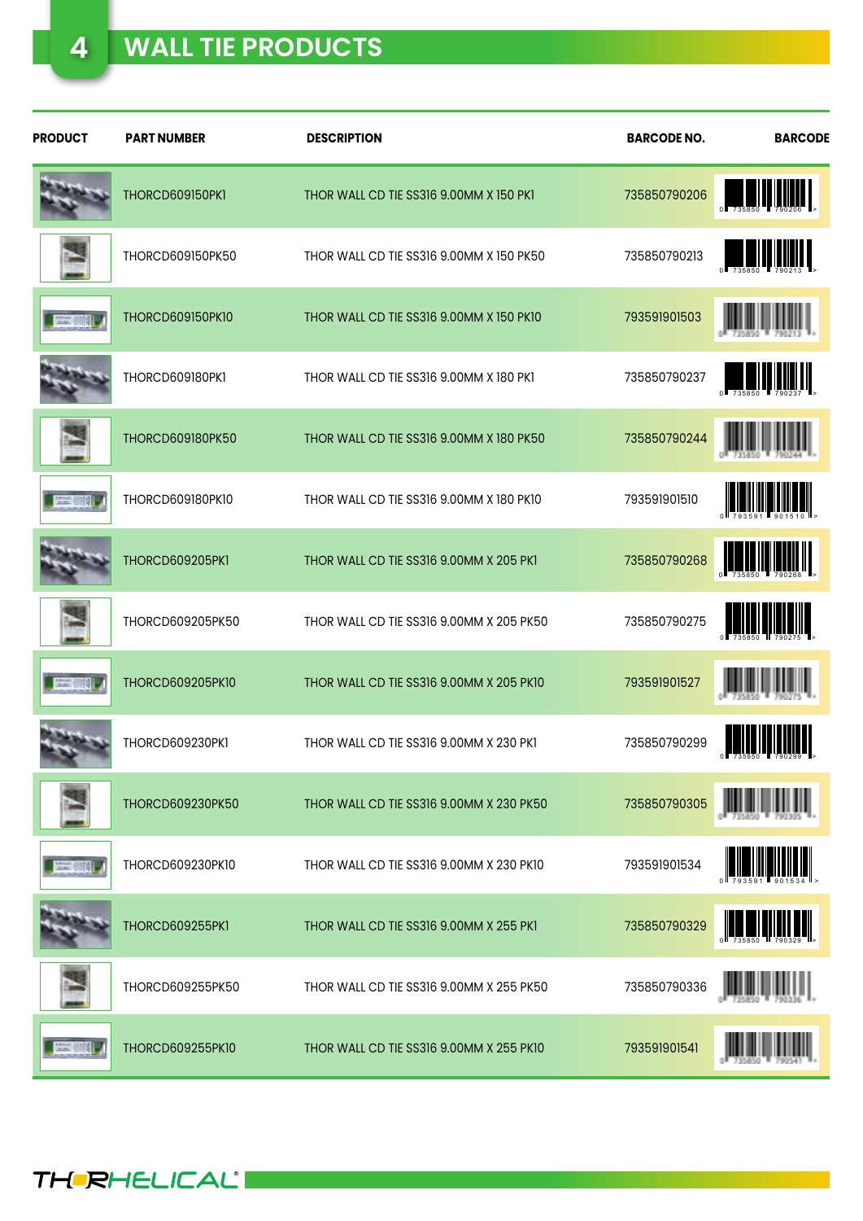# 4 WALL TIE PRODUCTS

| PRODUCT | PART NUMBER | DESCRIPTION | BARCODE NO. | BARCODE |
|---|---|---|---|---|
| | THORCD609150PK1 | THOR WALL CD TIE SS316 9.00MM X 150 PK1 | 735850790206 | |
| | THORCD609150PK50 | THOR WALL CD TIE SS316 9.00MM X 150 PK50 | 735850790213 | |
| | THORCD609150PK10 | THOR WALL CD TIE SS316 9.00MM X 150 PK10 | 793591901503 | |
| | THORCD609180PK1 | THOR WALL CD TIE SS316 9.00MM X 180 PK1 | 735850790237 | |
| | THORCD609180PK50 | THOR WALL CD TIE SS316 9.00MM X 180 PK50 | 735850790244 | |
| | THORCD609180PK10 | THOR WALL CD TIE SS316 9.00MM X 180 PK10 | 793591901510 | |
| | THORCD609205PK1 | THOR WALL CD TIE SS316 9.00MM X 205 PK1 | 735850790268 | |
| | THORCD609205PK50 | THOR WALL CD TIE SS316 9.00MM X 205 PK50 | 735850790275 | |
| | THORCD609205PK10 | THOR WALL CD TIE SS316 9.00MM X 205 PK10 | 793591901527 | |
| | THORCD609230PK1 | THOR WALL CD TIE SS316 9.00MM X 230 PK1 | 735850790299 | |
| | THORCD609230PK50 | THOR WALL CD TIE SS316 9.00MM X 230 PK50 | 735850790305 | |
| | THORCD609230PK10 | THOR WALL CD TIE SS316 9.00MM X 230 PK10 | 793591901534 | |
| | THORCD609255PK1 | THOR WALL CD TIE SS316 9.00MM X 255 PK1 | 735850790329 | |
| | THORCD609255PK50 | THOR WALL CD TIE SS316 9.00MM X 255 PK50 | 735850790336 | |
| | THORCD609255PK10 | THOR WALL CD TIE SS316 9.00MM X 255 PK10 | 793591901541 | |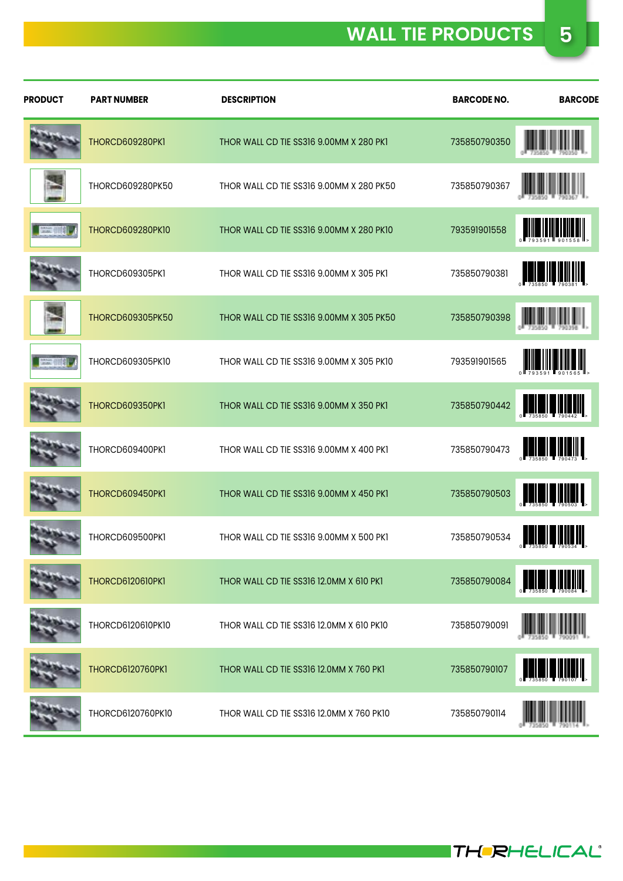# WALL TIE PRODUCTS

| PRODUCT | PART NUMBER | DESCRIPTION | BARCODE NO. | BARCODE |
|---|---|---|---|---|
| | THORCD609280PK1 | THOR WALL CD TIE SS316 9.00MM X 280 PK1 | 735850790350 | |
| | THORCD609280PK50 | THOR WALL CD TIE SS316 9.00MM X 280 PK50 | 735850790367 | |
| | THORCD609280PK10 | THOR WALL CD TIE SS316 9.00MM X 280 PK10 | 793591901558 | |
| | THORCD609305PK1 | THOR WALL CD TIE SS316 9.00MM X 305 PK1 | 735850790381 | |
| | THORCD609305PK50 | THOR WALL CD TIE SS316 9.00MM X 305 PK50 | 735850790398 | |
| | THORCD609305PK10 | THOR WALL CD TIE SS316 9.00MM X 305 PK10 | 793591901565 | |
| | THORCD609350PK1 | THOR WALL CD TIE SS316 9.00MM X 350 PK1 | 735850790442 | |
| | THORCD609400PK1 | THOR WALL CD TIE SS316 9.00MM X 400 PK1 | 735850790473 | |
| | THORCD609450PK1 | THOR WALL CD TIE SS316 9.00MM X 450 PK1 | 735850790503 | |
| | THORCD609500PK1 | THOR WALL CD TIE SS316 9.00MM X 500 PK1 | 735850790534 | |
| | THORCD6120610PK1 | THOR WALL CD TIE SS316 12.0MM X 610 PK1 | 735850790084 | |
| | THORCD6120610PK10 | THOR WALL CD TIE SS316 12.0MM X 610 PK10 | 735850790091 | |
| | THORCD6120760PK1 | THOR WALL CD TIE SS316 12.0MM X 760 PK1 | 735850790107 | |
| | THORCD6120760PK10 | THOR WALL CD TIE SS316 12.0MM X 760 PK10 | 735850790114 | |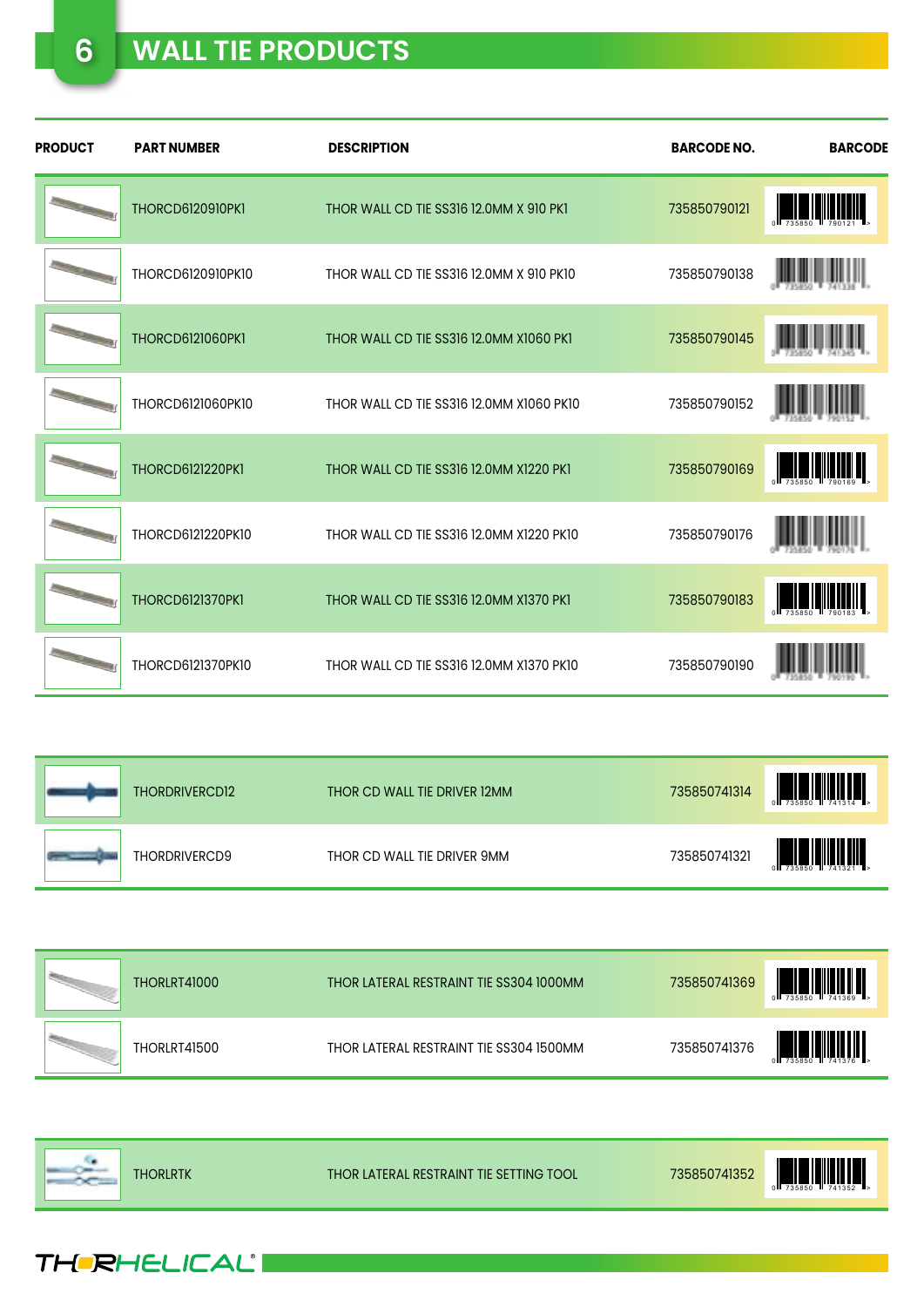# 6 WALL TIE PRODUCTS

| PRODUCT | PART NUMBER | DESCRIPTION | BARCODE NO. | BARCODE |
|---|---|---|---|---|
| | THORCD6120910PK1 | THOR WALL CD TIE SS316 12.0MM X 910 PK1 | 735850790121 | |
| | THORCD6120910PK10 | THOR WALL CD TIE SS316 12.0MM X 910 PK10 | 735850790138 | |
| | THORCD6121060PK1 | THOR WALL CD TIE SS316 12.0MM X1060 PK1 | 735850790145 | |
| | THORCD6121060PK10 | THOR WALL CD TIE SS316 12.0MM X1060 PK10 | 735850790152 | |
| | THORCD6121220PK1 | THOR WALL CD TIE SS316 12.0MM X1220 PK1 | 735850790169 | |
| | THORCD6121220PK10 | THOR WALL CD TIE SS316 12.0MM X1220 PK10 | 735850790176 | |
| | THORCD6121370PK1 | THOR WALL CD TIE SS316 12.0MM X1370 PK1 | 735850790183 | |
| | THORCD6121370PK10 | THOR WALL CD TIE SS316 12.0MM X1370 PK10 | 735850790190 | |

| PRODUCT | PART NUMBER | DESCRIPTION | BARCODE NO. | BARCODE |
|---|---|---|---|---|
| | THORDRIVERCD12 | THOR CD WALL TIE DRIVER 12MM | 735850741314 | |
| | THORDRIVERCD9 | THOR CD WALL TIE DRIVER 9MM | 735850741321 | |

| PRODUCT | PART NUMBER | DESCRIPTION | BARCODE NO. | BARCODE |
|---|---|---|---|---|
| | THORLRT41000 | THOR LATERAL RESTRAINT TIE SS304 1000MM | 735850741369 | |
| | THORLRT41500 | THOR LATERAL RESTRAINT TIE SS304 1500MM | 735850741376 | |

| PRODUCT | PART NUMBER | DESCRIPTION | BARCODE NO. | BARCODE |
|---|---|---|---|---|
| | THORLRTK | THOR LATERAL RESTRAINT TIE SETTING TOOL | 735850741352 | |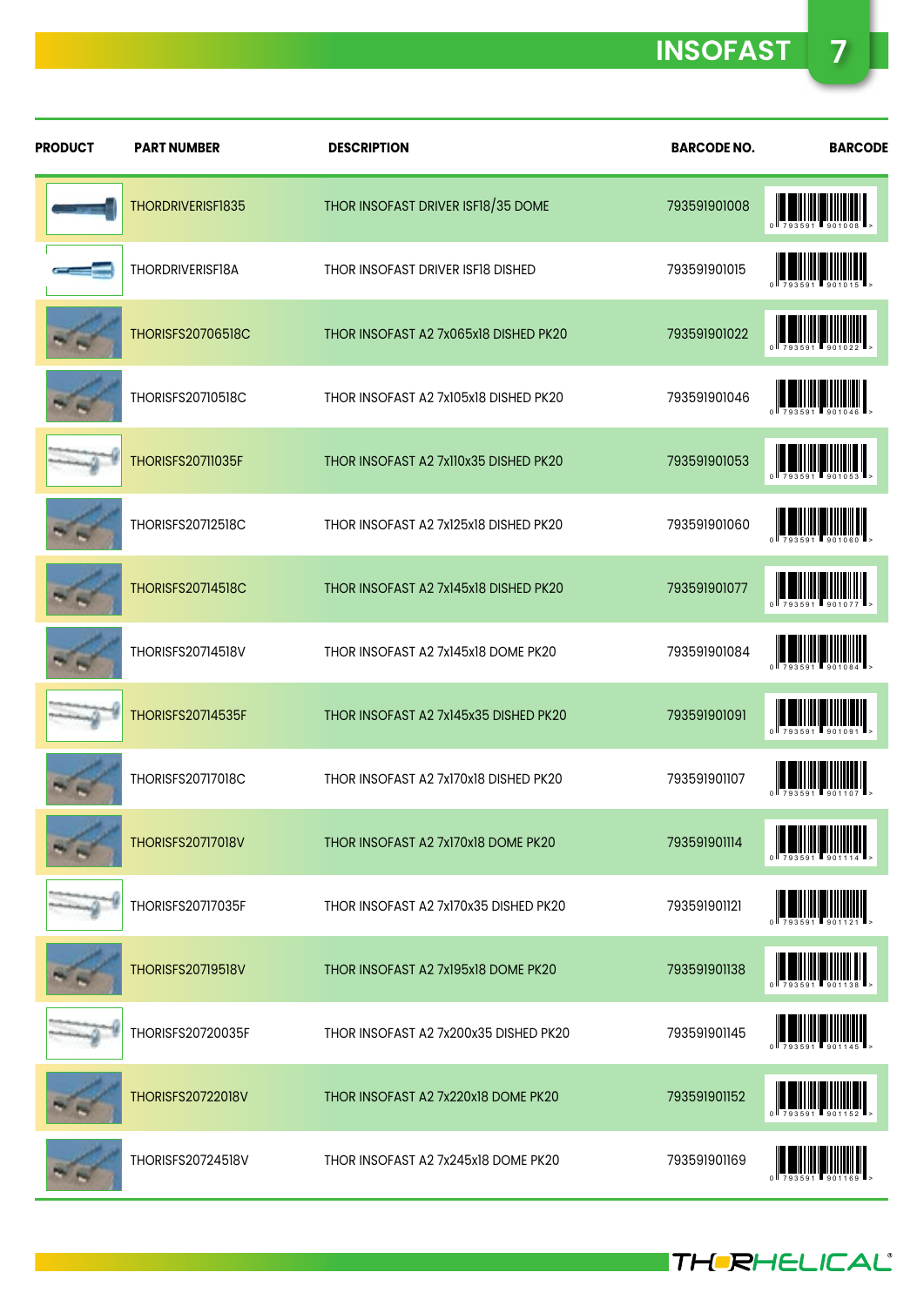# INSOFAST

| PRODUCT | PART NUMBER | DESCRIPTION | BARCODE NO. | BARCODE |
|---|---|---|---|---|
| | THORDRIVERISF1835 | THOR INSOFAST DRIVER ISF18/35 DOME | 793591901008 | |
| | THORDRIVERISF18A | THOR INSOFAST DRIVER ISF18 DISHED | 793591901015 | |
| | THORISFS20706518C | THOR INSOFAST A2 7x065x18 DISHED PK20 | 793591901022 | |
| | THORISFS20710518C | THOR INSOFAST A2 7x105x18 DISHED PK20 | 793591901046 | |
| | THORISFS20711035F | THOR INSOFAST A2 7x110x35 DISHED PK20 | 793591901053 | |
| | THORISFS20712518C | THOR INSOFAST A2 7x125x18 DISHED PK20 | 793591901060 | |
| | THORISFS20714518C | THOR INSOFAST A2 7x145x18 DISHED PK20 | 793591901077 | |
| | THORISFS20714518V | THOR INSOFAST A2 7x145x18 DOME PK20 | 793591901084 | |
| | THORISFS20714535F | THOR INSOFAST A2 7x145x35 DISHED PK20 | 793591901091 | |
| | THORISFS20717018C | THOR INSOFAST A2 7x170x18 DISHED PK20 | 793591901107 | |
| | THORISFS20717018V | THOR INSOFAST A2 7x170x18 DOME PK20 | 793591901114 | |
| | THORISFS20717035F | THOR INSOFAST A2 7x170x35 DISHED PK20 | 793591901121 | |
| | THORISFS20719518V | THOR INSOFAST A2 7x195x18 DOME PK20 | 793591901138 | |
| | THORISFS20720035F | THOR INSOFAST A2 7x200x35 DISHED PK20 | 793591901145 | |
| | THORISFS20722018V | THOR INSOFAST A2 7x220x18 DOME PK20 | 793591901152 | |
| | THORISFS20724518V | THOR INSOFAST A2 7x245x18 DOME PK20 | 793591901169 | |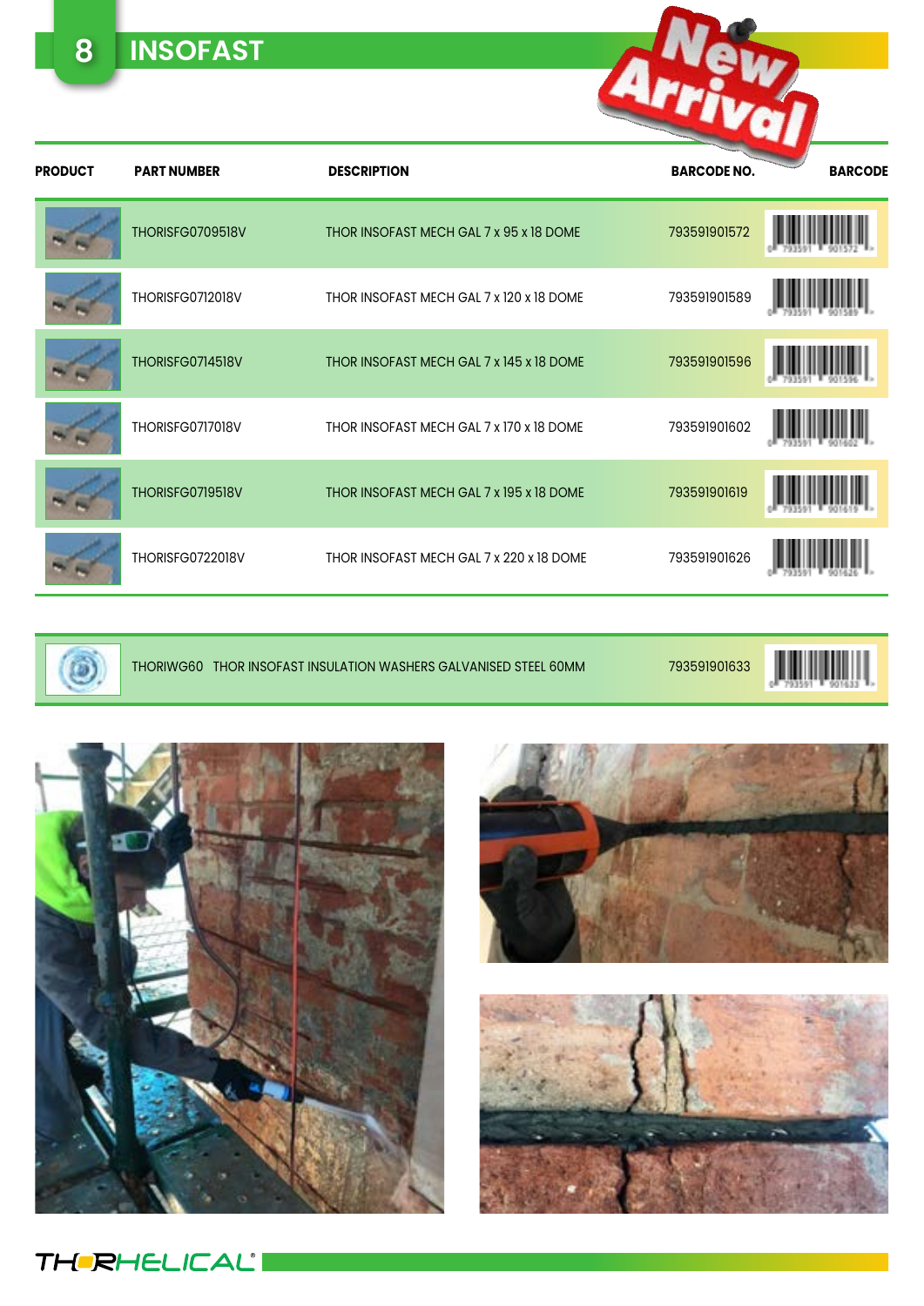# INSOFAST

New Arrival

| PRODUCT | PART NUMBER | DESCRIPTION | BARCODE NO. | BARCODE |
|---|---|---|---|---|
| | THORISFG0709518V | THOR INSOFAST MECH GAL 7 x 95 x 18 DOME | 793591901572 | |
| | THORISFG0712018V | THOR INSOFAST MECH GAL 7 x 120 x 18 DOME | 793591901589 | |
| | THORISFG0714518V | THOR INSOFAST MECH GAL 7 x 145 x 18 DOME | 793591901596 | |
| | THORISFG0717018V | THOR INSOFAST MECH GAL 7 x 170 x 18 DOME | 793591901602 | |
| | THORISFG0719518V | THOR INSOFAST MECH GAL 7 x 195 x 18 DOME | 793591901619 | |
| | THORISFG0722018V | THOR INSOFAST MECH GAL 7 x 220 x 18 DOME | 793591901626 | |

| PRODUCT | PART NUMBER | DESCRIPTION | BARCODE NO. | BARCODE |
|---|---|---|---|---|
| | THORIWG60 | THOR INSOFAST INSULATION WASHERS GALVANISED STEEL 60MM | 793591901633 | |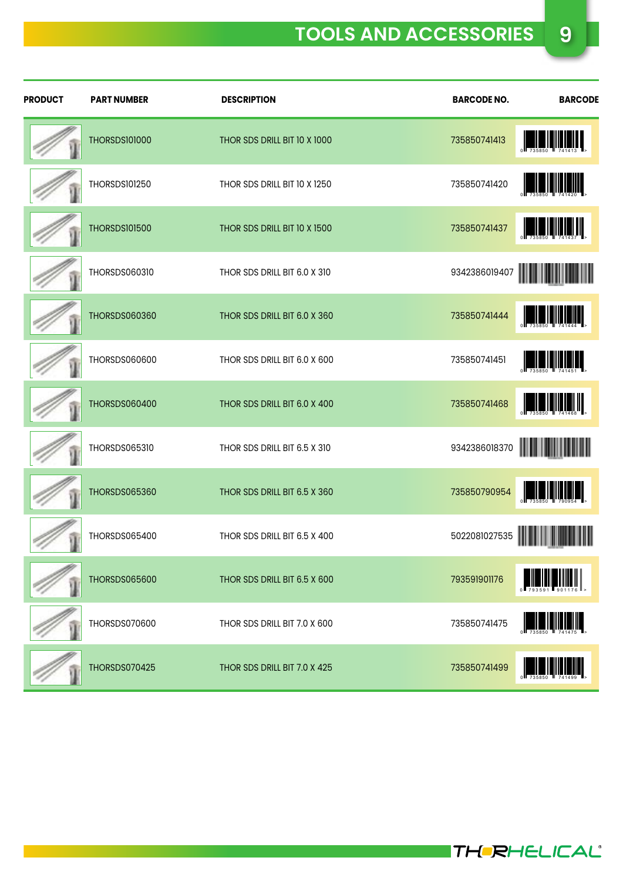# TOOLS AND ACCESSORIES

| PRODUCT | PART NUMBER | DESCRIPTION | BARCODE NO. | BARCODE |
|---|---|---|---|---|
| | THORSDS101000 | THOR SDS DRILL BIT 10 X 1000 | 735850741413 | |
| | THORSDS101250 | THOR SDS DRILL BIT 10 X 1250 | 735850741420 | |
| | THORSDS101500 | THOR SDS DRILL BIT 10 X 1500 | 735850741437 | |
| | THORSDS060310 | THOR SDS DRILL BIT 6.0 X 310 | 9342386019407 | |
| | THORSDS060360 | THOR SDS DRILL BIT 6.0 X 360 | 735850741444 | |
| | THORSDS060600 | THOR SDS DRILL BIT 6.0 X 600 | 735850741451 | |
| | THORSDS060400 | THOR SDS DRILL BIT 6.0 X 400 | 735850741468 | |
| | THORSDS065310 | THOR SDS DRILL BIT 6.5 X 310 | 9342386018370 | |
| | THORSDS065360 | THOR SDS DRILL BIT 6.5 X 360 | 735850790954 | |
| | THORSDS065400 | THOR SDS DRILL BIT 6.5 X 400 | 5022081027535 | |
| | THORSDS065600 | THOR SDS DRILL BIT 6.5 X 600 | 793591901176 | |
| | THORSDS070600 | THOR SDS DRILL BIT 7.0 X 600 | 735850741475 | |
| | THORSDS070425 | THOR SDS DRILL BIT 7.0 X 425 | 735850741499 | |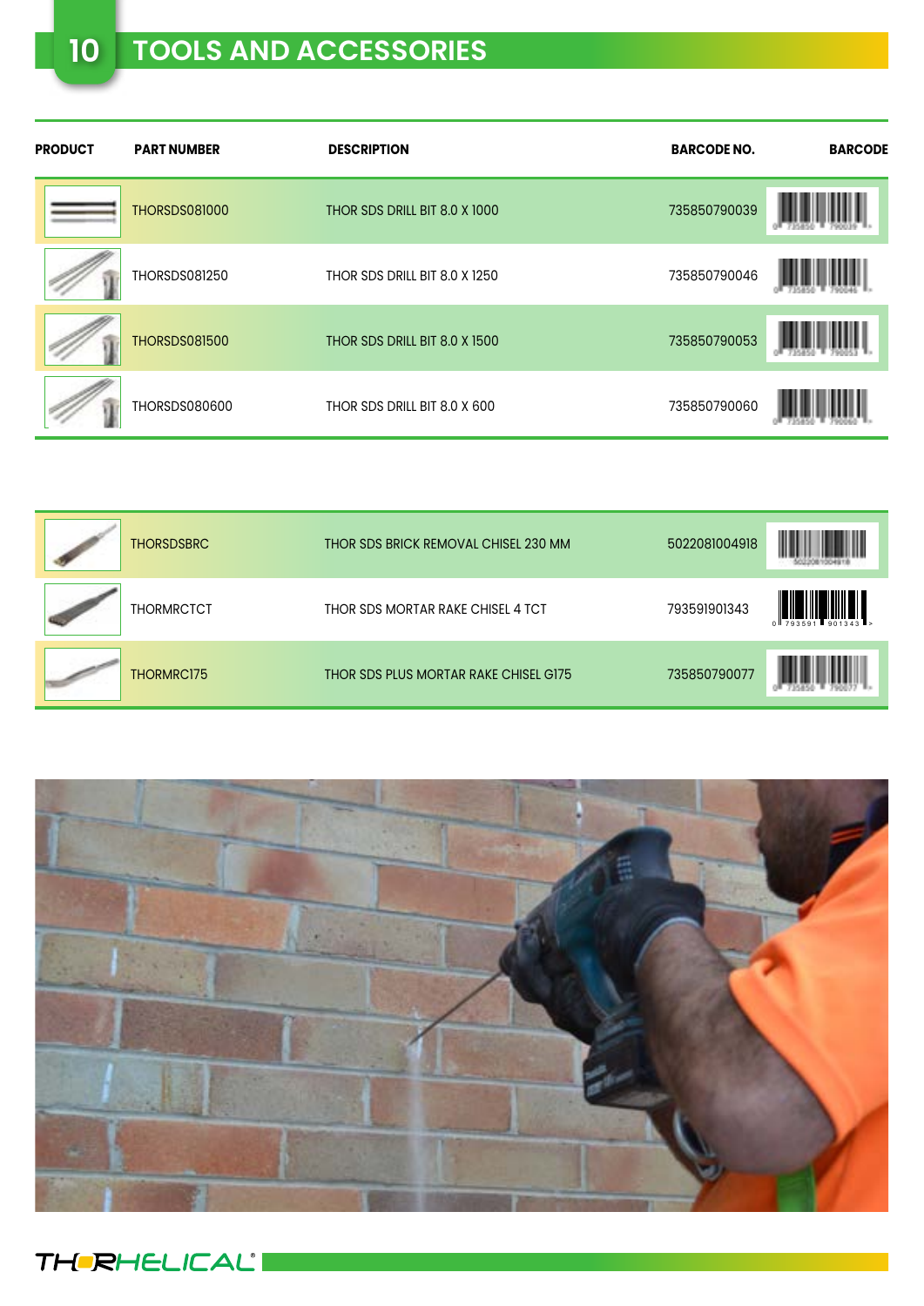# 10 TOOLS AND ACCESSORIES

| PRODUCT | PART NUMBER | DESCRIPTION | BARCODE NO. | BARCODE |
|---|---|---|---|---|
| | THORSDS081000 | THOR SDS DRILL BIT 8.0 X 1000 | 735850790039 | |
| | THORSDS081250 | THOR SDS DRILL BIT 8.0 X 1250 | 735850790046 | |
| | THORSDS081500 | THOR SDS DRILL BIT 8.0 X 1500 | 735850790053 | |
| | THORSDS080600 | THOR SDS DRILL BIT 8.0 X 600 | 735850790060 | |

| PRODUCT | PART NUMBER | DESCRIPTION | BARCODE NO. | BARCODE |
|---|---|---|---|---|
| | THORSDSBRC | THOR SDS BRICK REMOVAL CHISEL 230 MM | 5022081004918 | |
| | THORMRCTCT | THOR SDS MORTAR RAKE CHISEL 4 TCT | 793591901343 | |
| | THORMRC175 | THOR SDS PLUS MORTAR RAKE CHISEL G175 | 735850790077 | |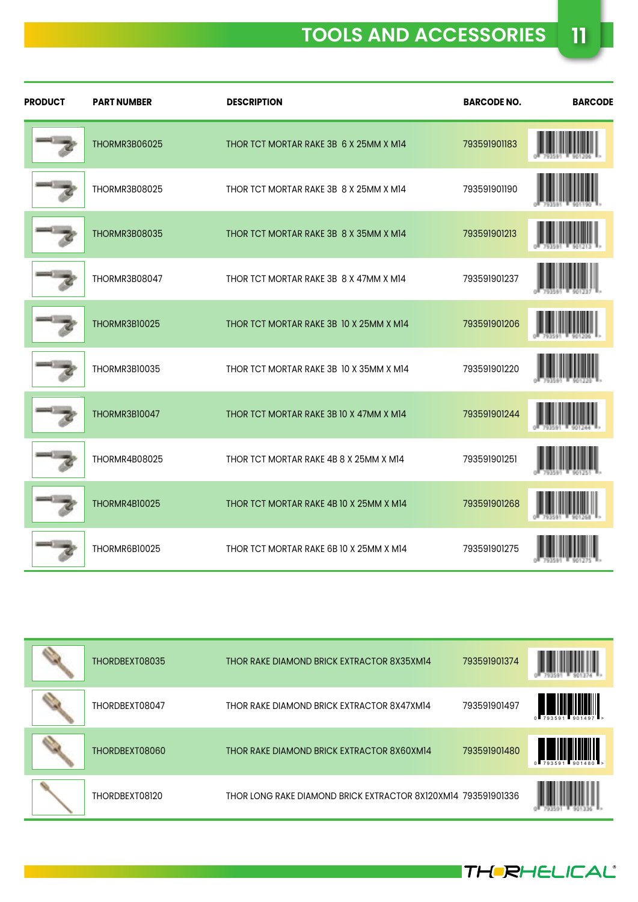# TOOLS AND ACCESSORIES

| PRODUCT | PART NUMBER | DESCRIPTION | BARCODE NO. | BARCODE |
|---|---|---|---|---|
| | THORMR3B06025 | THOR TCT MORTAR RAKE 3B 6 X 25MM X M14 | 793591901183 | |
| | THORMR3B08025 | THOR TCT MORTAR RAKE 3B 8 X 25MM X M14 | 793591901190 | |
| | THORMR3B08035 | THOR TCT MORTAR RAKE 3B 8 X 35MM X M14 | 793591901213 | |
| | THORMR3B08047 | THOR TCT MORTAR RAKE 3B 8 X 47MM X M14 | 793591901237 | |
| | THORMR3B10025 | THOR TCT MORTAR RAKE 3B 10 X 25MM X M14 | 793591901206 | |
| | THORMR3B10035 | THOR TCT MORTAR RAKE 3B 10 X 35MM X M14 | 793591901220 | |
| | THORMR3B10047 | THOR TCT MORTAR RAKE 3B 10 X 47MM X M14 | 793591901244 | |
| | THORMR4B08025 | THOR TCT MORTAR RAKE 4B 8 X 25MM X M14 | 793591901251 | |
| | THORMR4B10025 | THOR TCT MORTAR RAKE 4B 10 X 25MM X M14 | 793591901268 | |
| | THORMR6B10025 | THOR TCT MORTAR RAKE 6B 10 X 25MM X M14 | 793591901275 | |

| PRODUCT | PART NUMBER | DESCRIPTION | BARCODE NO. | BARCODE |
|---|---|---|---|---|
| | THORDBEXT08035 | THOR RAKE DIAMOND BRICK EXTRACTOR 8X35XM14 | 793591901374 | |
| | THORDBEXT08047 | THOR RAKE DIAMOND BRICK EXTRACTOR 8X47XM14 | 793591901497 | |
| | THORDBEXT08060 | THOR RAKE DIAMOND BRICK EXTRACTOR 8X60XM14 | 793591901480 | |
| | THORDBEXT08120 | THOR LONG RAKE DIAMOND BRICK EXTRACTOR 8X120XM14 | 793591901336 | |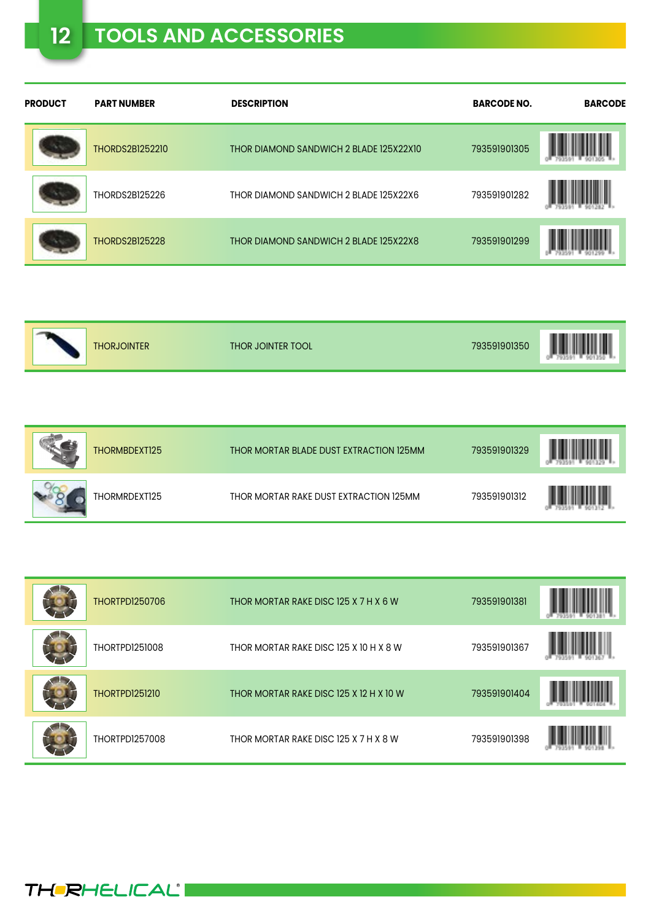# 12 TOOLS AND ACCESSORIES

| PRODUCT | PART NUMBER | DESCRIPTION | BARCODE NO. | BARCODE |
|---|---|---|---|---|
| | THORDS2B1252210 | THOR DIAMOND SANDWICH 2 BLADE 125X22X10 | 793591901305 | |
| | THORDS2B125226 | THOR DIAMOND SANDWICH 2 BLADE 125X22X6 | 793591901282 | |
| | THORDS2B125228 | THOR DIAMOND SANDWICH 2 BLADE 125X22X8 | 793591901299 | |

| PRODUCT | PART NUMBER | DESCRIPTION | BARCODE NO. | BARCODE |
|---|---|---|---|---|
| | THORJOINTER | THOR JOINTER TOOL | 793591901350 | |

| PRODUCT | PART NUMBER | DESCRIPTION | BARCODE NO. | BARCODE |
|---|---|---|---|---|
| | THORMBDEXT125 | THOR MORTAR BLADE DUST EXTRACTION 125MM | 793591901329 | |
| | THORMRDEXT125 | THOR MORTAR RAKE DUST EXTRACTION 125MM | 793591901312 | |

| PRODUCT | PART NUMBER | DESCRIPTION | BARCODE NO. | BARCODE |
|---|---|---|---|---|
| | THORTPD1250706 | THOR MORTAR RAKE DISC 125 X 7 H X 6 W | 793591901381 | |
| | THORTPD1251008 | THOR MORTAR RAKE DISC 125 X 10 H X 8 W | 793591901367 | |
| | THORTPD1251210 | THOR MORTAR RAKE DISC 125 X 12 H X 10 W | 793591901404 | |
| | THORTPD1257008 | THOR MORTAR RAKE DISC 125 X 7 H X 8 W | 793591901398 | |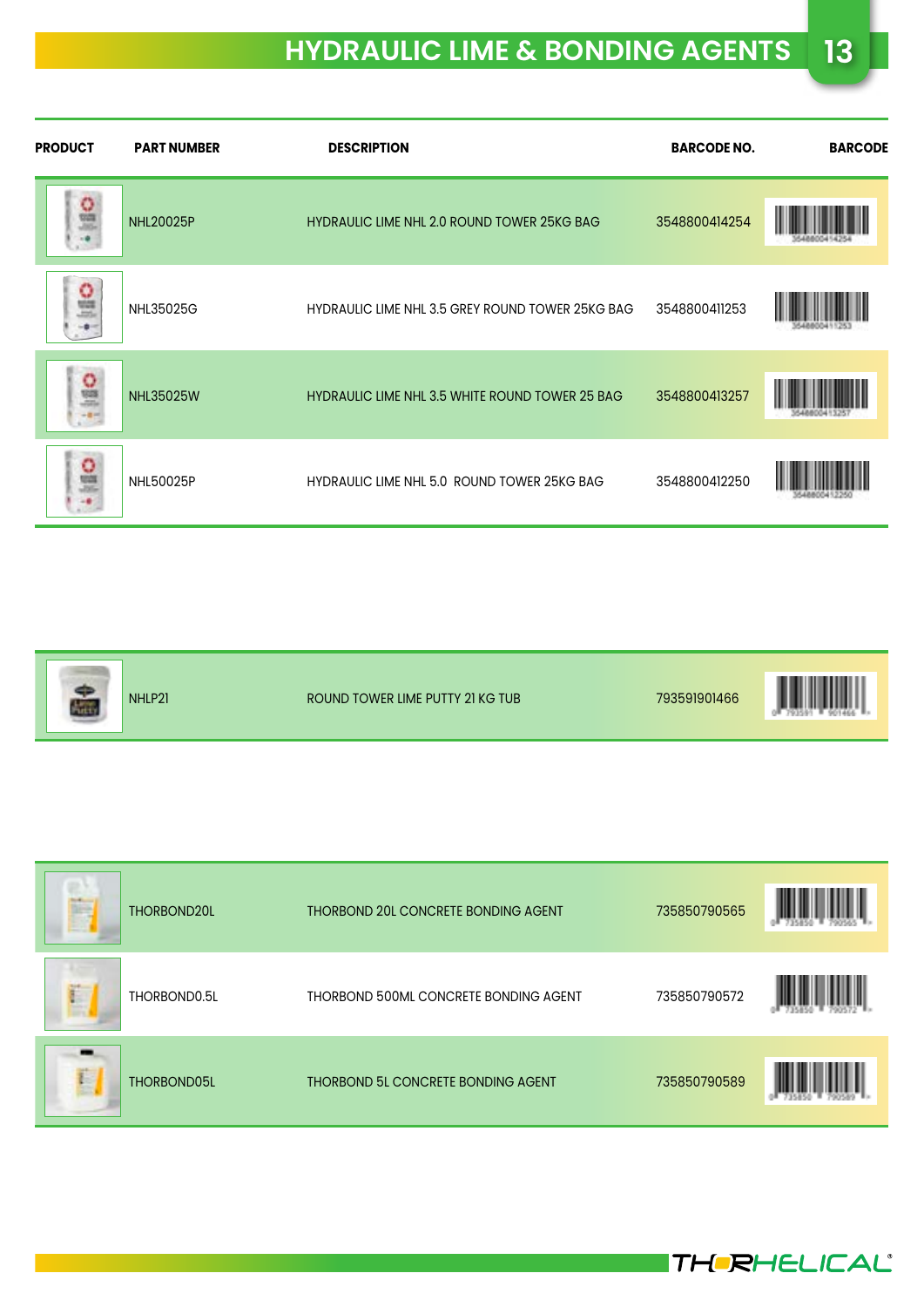# HYDRAULIC LIME & BONDING AGENTS

| PRODUCT | PART NUMBER | DESCRIPTION | BARCODE NO. | BARCODE |
|---|---|---|---|---|
| | NHL20025P | HYDRAULIC LIME NHL 2.0 ROUND TOWER 25KG BAG | 3548800414254 | |
| | NHL35025G | HYDRAULIC LIME NHL 3.5 GREY ROUND TOWER 25KG BAG | 3548800411253 | |
| | NHL35025W | HYDRAULIC LIME NHL 3.5 WHITE ROUND TOWER 25 BAG | 3548800413257 | |
| | NHL50025P | HYDRAULIC LIME NHL 5.0 ROUND TOWER 25KG BAG | 3548800412250 | |
| | NHLP21 | ROUND TOWER LIME PUTTY 21 KG TUB | 793591901466 | |
| | THORBOND20L | THORBOND 20L CONCRETE BONDING AGENT | 735850790565 | |
| | THORBOND0.5L | THORBOND 500ML CONCRETE BONDING AGENT | 735850790572 | |
| | THORBOND05L | THORBOND 5L CONCRETE BONDING AGENT | 735850790589 | |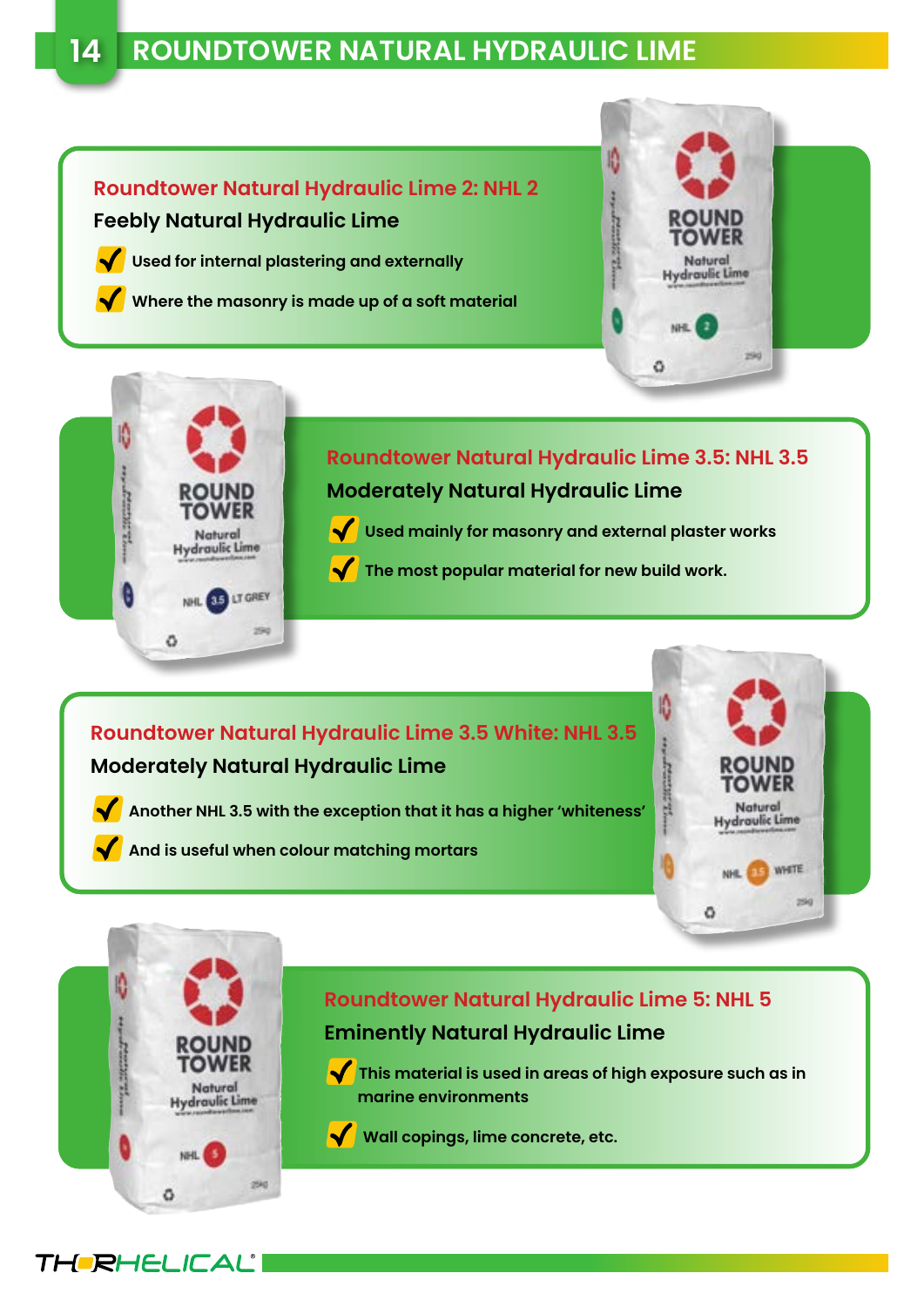# ROUNDTOWER NATURAL HYDRAULIC LIME

## Roundtower Natural Hydraulic Lime 2: NHL 2

**Feebly Natural Hydraulic Lime**

- Used for internal plastering and externally
- Where the masonry is made up of a soft material

## Roundtower Natural Hydraulic Lime 3.5: NHL 3.5

**Moderately Natural Hydraulic Lime**

- Used mainly for masonry and external plaster works
- The most popular material for new build work.

## Roundtower Natural Hydraulic Lime 3.5 White: NHL 3.5

**Moderately Natural Hydraulic Lime**

- Another NHL 3.5 with the exception that it has a higher 'whiteness'
- And is useful when colour matching mortars

## Roundtower Natural Hydraulic Lime 5: NHL 5

**Eminently Natural Hydraulic Lime**

- This material is used in areas of high exposure such as in marine environments
- Wall copings, lime concrete, etc.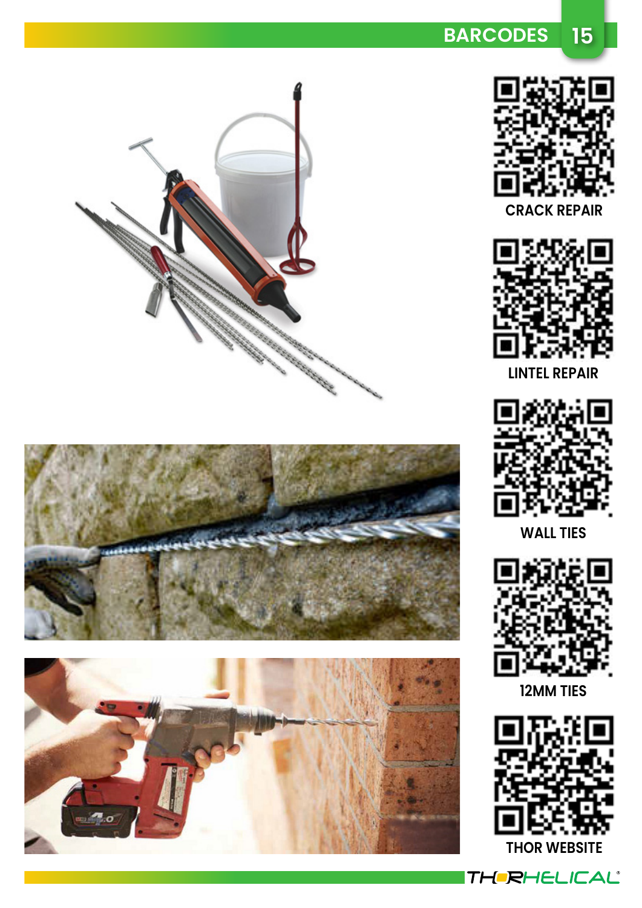# BARCODES

CRACK REPAIR

LINTEL REPAIR

WALL TIES

12MM TIES

THOR WEBSITE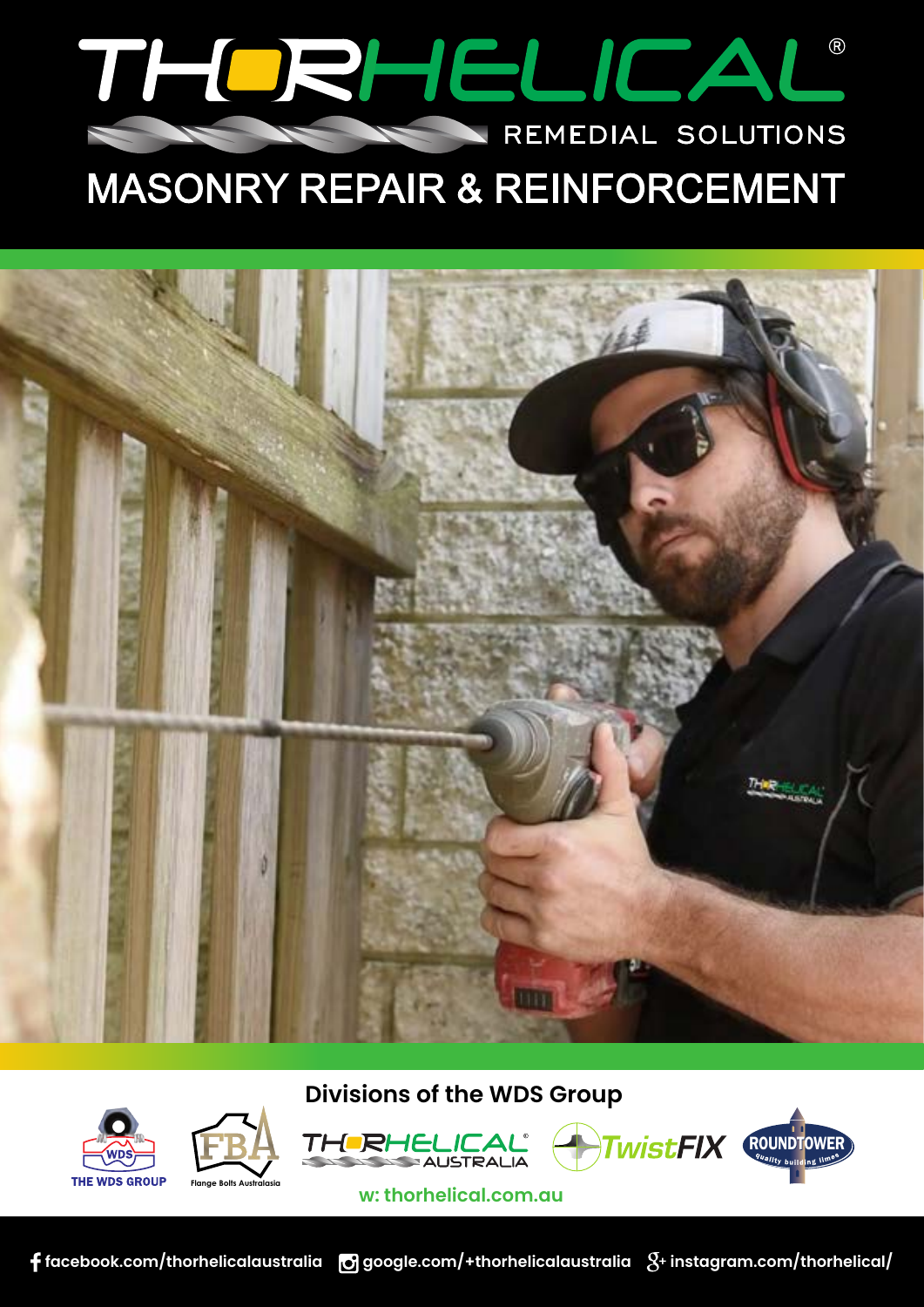# THORHELICAL®

REMEDIAL SOLUTIONS

# MASONRY REPAIR & REINFORCEMENT

## Divisions of the WDS Group

THE WDS GROUP

Flange Bolts Australasia

THORHELICAL AUSTRALIA

TwistFIX

ROUNDTOWER

w: thorhelical.com.au

facebook.com/thorhelicalaustralia google.com/+thorhelicalaustralia instagram.com/thorhelical/